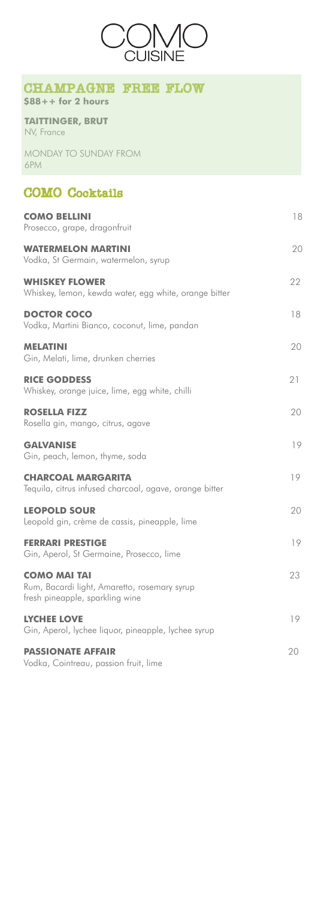# COMO CUISINE

## CHAMPAGNE FREE FLOW

**$88++ for 2 hours**

**TAITTINGER, BRUT**
NV, France

MONDAY TO SUNDAY FROM
6PM

## COMO Cocktails

| Cocktail | Price |
| --- | --- |
| **COMO BELLINI**<br>Prosecco, grape, dragonfruit | 18 |
| **WATERMELON MARTINI**<br>Vodka, St Germain, watermelon, syrup | 20 |
| **WHISKEY FLOWER**<br>Whiskey, lemon, kewda water, egg white, orange bitter | 22 |
| **DOCTOR COCO**<br>Vodka, Martini Bianco, coconut, lime, pandan | 18 |
| **MELATINI**<br>Gin, Melati, lime, drunken cherries | 20 |
| **RICE GODDESS**<br>Whiskey, orange juice, lime, egg white, chilli | 21 |
| **ROSELLA FIZZ**<br>Rosella gin, mango, citrus, agave | 20 |
| **GALVANISE**<br>Gin, peach, lemon, thyme, soda | 19 |
| **CHARCOAL MARGARITA**<br>Tequila, citrus infused charcoal, agave, orange bitter | 19 |
| **LEOPOLD SOUR**<br>Leopold gin, crème de cassis, pineapple, lime | 20 |
| **FERRARI PRESTIGE**<br>Gin, Aperol, St Germaine, Prosecco, lime | 19 |
| **COMO MAI TAI**<br>Rum, Bacardi light, Amaretto, rosemary syrup<br>fresh pineapple, sparkling wine | 23 |
| **LYCHEE LOVE**<br>Gin, Aperol, lychee liquor, pineapple, lychee syrup | 19 |
| **PASSIONATE AFFAIR**<br>Vodka, Cointreau, passion fruit, lime | 20 |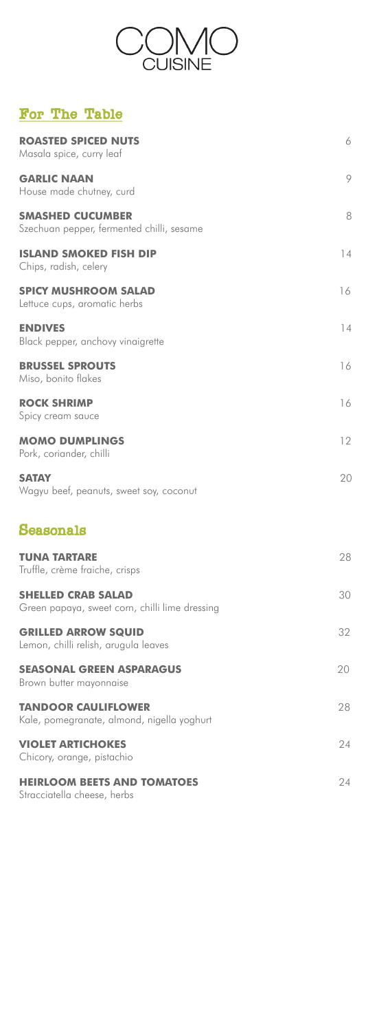# COMO CUISINE

## For The Table

**ROASTED SPICED NUTS** 6
Masala spice, curry leaf

**GARLIC NAAN** 9
House made chutney, curd

**SMASHED CUCUMBER** 8
Szechuan pepper, fermented chilli, sesame

**ISLAND SMOKED FISH DIP** 14
Chips, radish, celery

**SPICY MUSHROOM SALAD** 16
Lettuce cups, aromatic herbs

**ENDIVES** 14
Black pepper, anchovy vinaigrette

**BRUSSEL SPROUTS** 16
Miso, bonito flakes

**ROCK SHRIMP** 16
Spicy cream sauce

**MOMO DUMPLINGS** 12
Pork, coriander, chilli

**SATAY** 20
Wagyu beef, peanuts, sweet soy, coconut

## Seasonals

**TUNA TARTARE** 28
Truffle, crème fraiche, crisps

**SHELLED CRAB SALAD** 30
Green papaya, sweet corn, chilli lime dressing

**GRILLED ARROW SQUID** 32
Lemon, chilli relish, arugula leaves

**SEASONAL GREEN ASPARAGUS** 20
Brown butter mayonnaise

**TANDOOR CAULIFLOWER** 28
Kale, pomegranate, almond, nigella yoghurt

**VIOLET ARTICHOKES** 24
Chicory, orange, pistachio

**HEIRLOOM BEETS AND TOMATOES** 24
Stracciatella cheese, herbs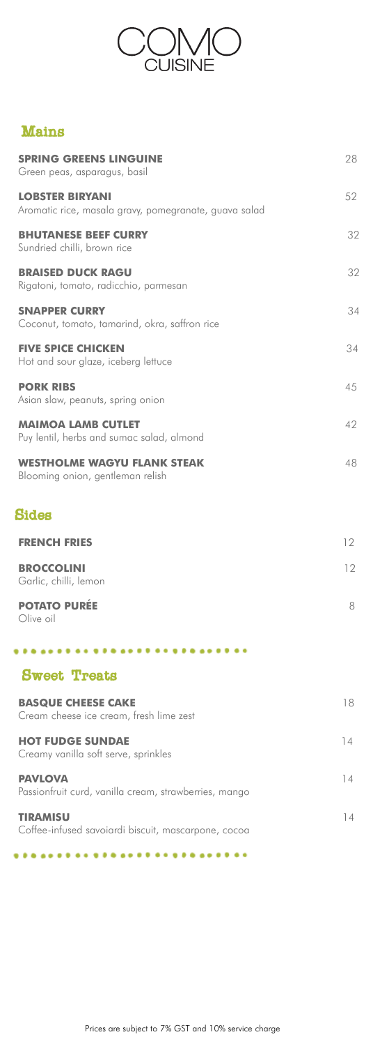# COMO CUISINE

## Mains

**SPRING GREENS LINGUINE** 28
Green peas, asparagus, basil

**LOBSTER BIRYANI** 52
Aromatic rice, masala gravy, pomegranate, guava salad

**BHUTANESE BEEF CURRY** 32
Sundried chilli, brown rice

**BRAISED DUCK RAGU** 32
Rigatoni, tomato, radicchio, parmesan

**SNAPPER CURRY** 34
Coconut, tomato, tamarind, okra, saffron rice

**FIVE SPICE CHICKEN** 34
Hot and sour glaze, iceberg lettuce

**PORK RIBS** 45
Asian slaw, peanuts, spring onion

**MAIMOA LAMB CUTLET** 42
Puy lentil, herbs and sumac salad, almond

**WESTHOLME WAGYU FLANK STEAK** 48
Blooming onion, gentleman relish

## Sides

**FRENCH FRIES** 12

**BROCCOLINI** 12
Garlic, chilli, lemon

**POTATO PURÉE** 8
Olive oil

## Sweet Treats

**BASQUE CHEESE CAKE** 18
Cream cheese ice cream, fresh lime zest

**HOT FUDGE SUNDAE** 14
Creamy vanilla soft serve, sprinkles

**PAVLOVA** 14
Passionfruit curd, vanilla cream, strawberries, mango

**TIRAMISU** 14
Coffee-infused savoiardi biscuit, mascarpone, cocoa

Prices are subject to 7% GST and 10% service charge